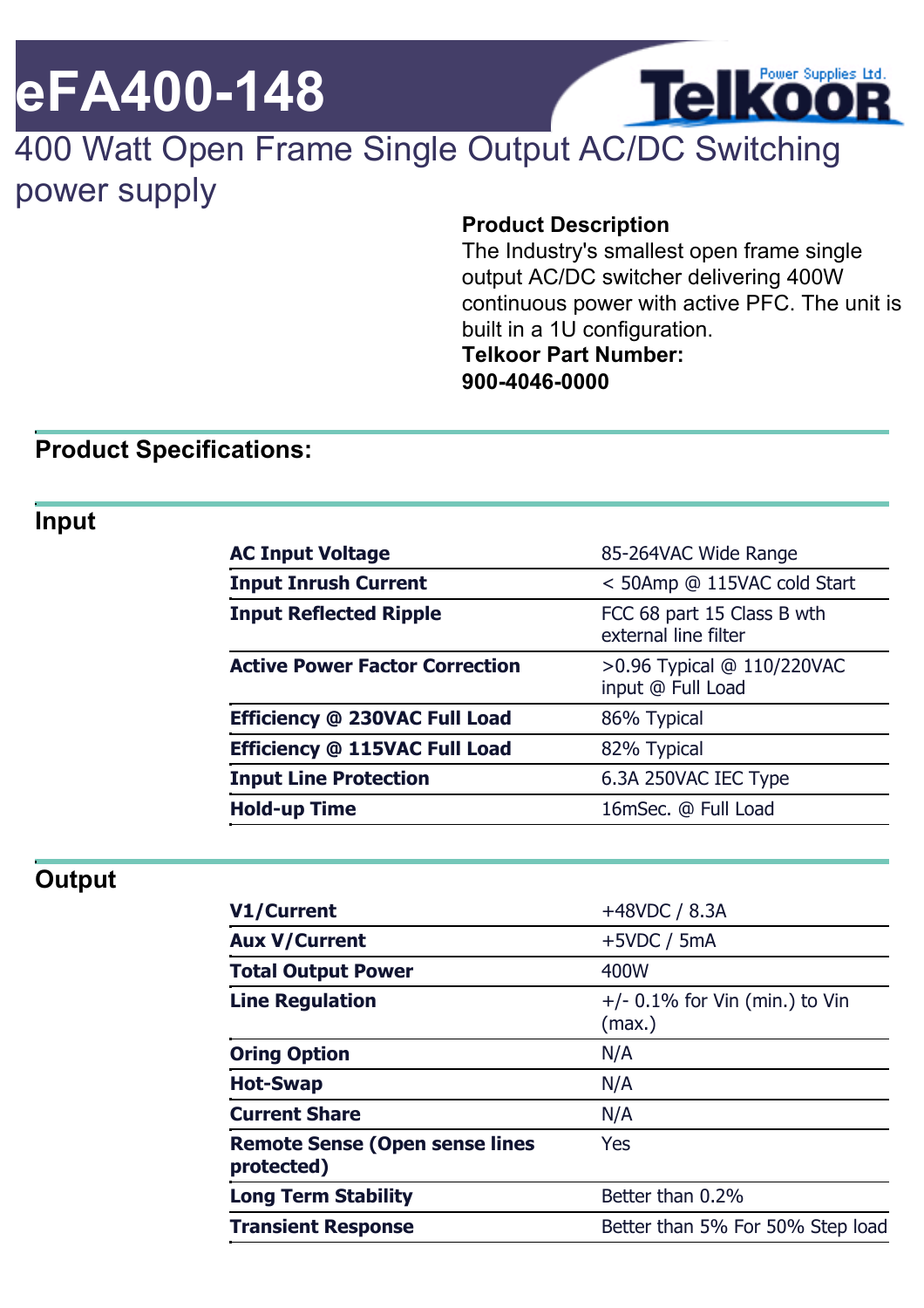# eFA400-148

Telkoor Power Supplies Ltd.

## 400 Watt Open Frame Single Output AC/DC Switching power supply

**Product Description**

The Industry's smallest open frame single output AC/DC switcher delivering 400W continuous power with active PFC. The unit is built in a 1U configuration.

**Telkoor Part Number:**
**900-4046-0000**

## Product Specifications:

### Input

| | |
|---|---|
| **AC Input Voltage** | 85-264VAC Wide Range |
| **Input Inrush Current** | < 50Amp @ 115VAC cold Start |
| **Input Reflected Ripple** | FCC 68 part 15 Class B wth external line filter |
| **Active Power Factor Correction** | >0.96 Typical @ 110/220VAC input @ Full Load |
| **Efficiency @ 230VAC Full Load** | 86% Typical |
| **Efficiency @ 115VAC Full Load** | 82% Typical |
| **Input Line Protection** | 6.3A 250VAC IEC Type |
| **Hold-up Time** | 16mSec. @ Full Load |

### Output

| | |
|---|---|
| **V1/Current** | +48VDC / 8.3A |
| **Aux V/Current** | +5VDC / 5mA |
| **Total Output Power** | 400W |
| **Line Regulation** | +/- 0.1% for Vin (min.) to Vin (max.) |
| **Oring Option** | N/A |
| **Hot-Swap** | N/A |
| **Current Share** | N/A |
| **Remote Sense (Open sense lines protected)** | Yes |
| **Long Term Stability** | Better than 0.2% |
| **Transient Response** | Better than 5% For 50% Step load |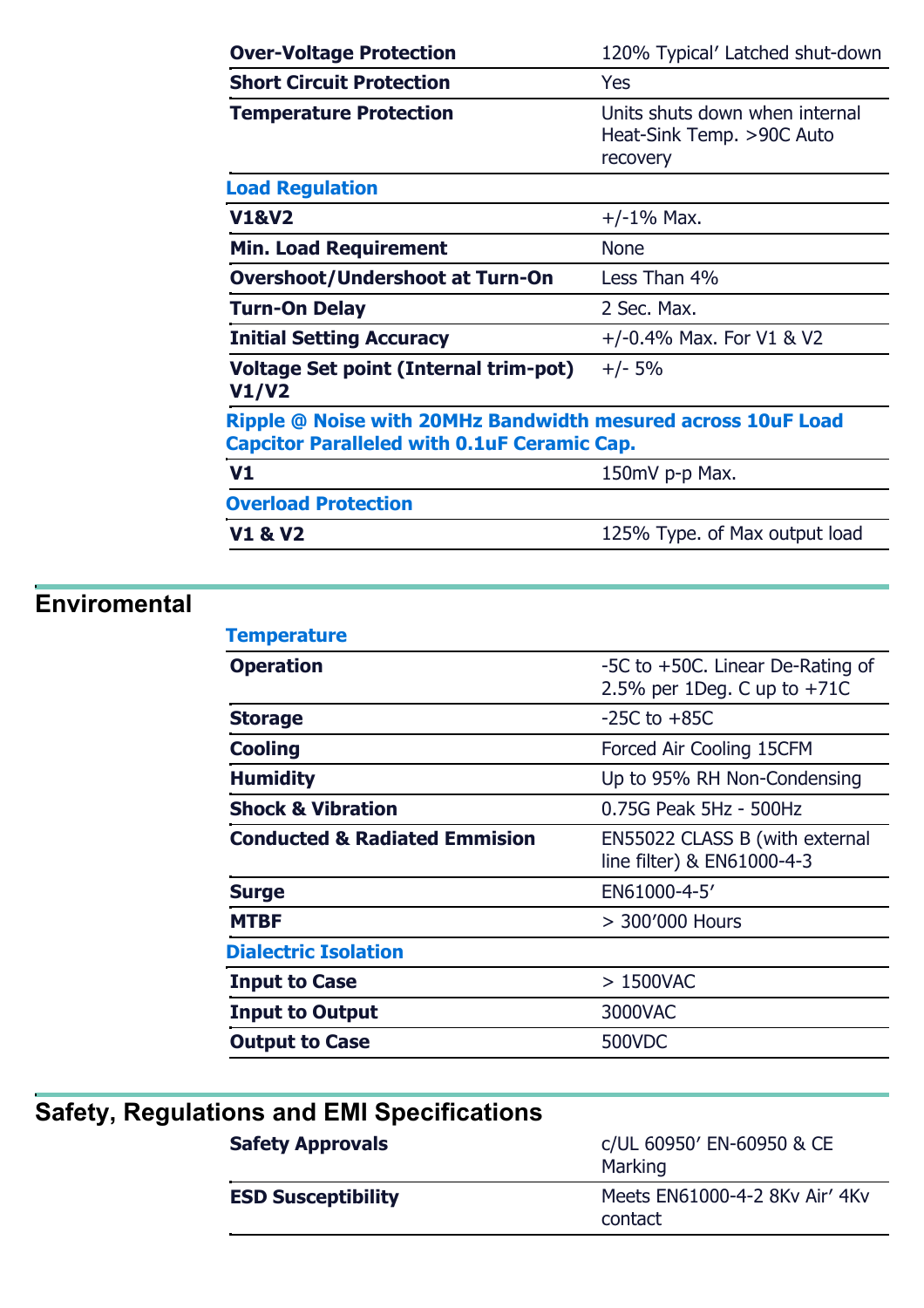| | |
|---|---|
| **Over-Voltage Protection** | 120% Typical' Latched shut-down |
| **Short Circuit Protection** | Yes |
| **Temperature Protection** | Units shuts down when internal Heat-Sink Temp. >90C Auto recovery |
| **Load Regulation** | |
| **V1&V2** | +/-1% Max. |
| **Min. Load Requirement** | None |
| **Overshoot/Undershoot at Turn-On** | Less Than 4% |
| **Turn-On Delay** | 2 Sec. Max. |
| **Initial Setting Accuracy** | +/-0.4% Max. For V1 & V2 |
| **Voltage Set point (Internal trim-pot) V1/V2** | +/- 5% |
| **Ripple @ Noise with 20MHz Bandwidth mesured across 10uF Load Capcitor Paralleled with 0.1uF Ceramic Cap.** | |
| **V1** | 150mV p-p Max. |
| **Overload Protection** | |
| **V1 & V2** | 125% Type. of Max output load |

## Enviromental

| | |
|---|---|
| **Temperature** | |
| **Operation** | -5C to +50C. Linear De-Rating of 2.5% per 1Deg. C up to +71C |
| **Storage** | -25C to +85C |
| **Cooling** | Forced Air Cooling 15CFM |
| **Humidity** | Up to 95% RH Non-Condensing |
| **Shock & Vibration** | 0.75G Peak 5Hz - 500Hz |
| **Conducted & Radiated Emmision** | EN55022 CLASS B (with external line filter) & EN61000-4-3 |
| **Surge** | EN61000-4-5' |
| **MTBF** | > 300'000 Hours |
| **Dialectric Isolation** | |
| **Input to Case** | > 1500VAC |
| **Input to Output** | 3000VAC |
| **Output to Case** | 500VDC |

## Safety, Regulations and EMI Specifications

| | |
|---|---|
| **Safety Approvals** | c/UL 60950' EN-60950 & CE Marking |
| **ESD Susceptibility** | Meets EN61000-4-2 8Kv Air' 4Kv contact |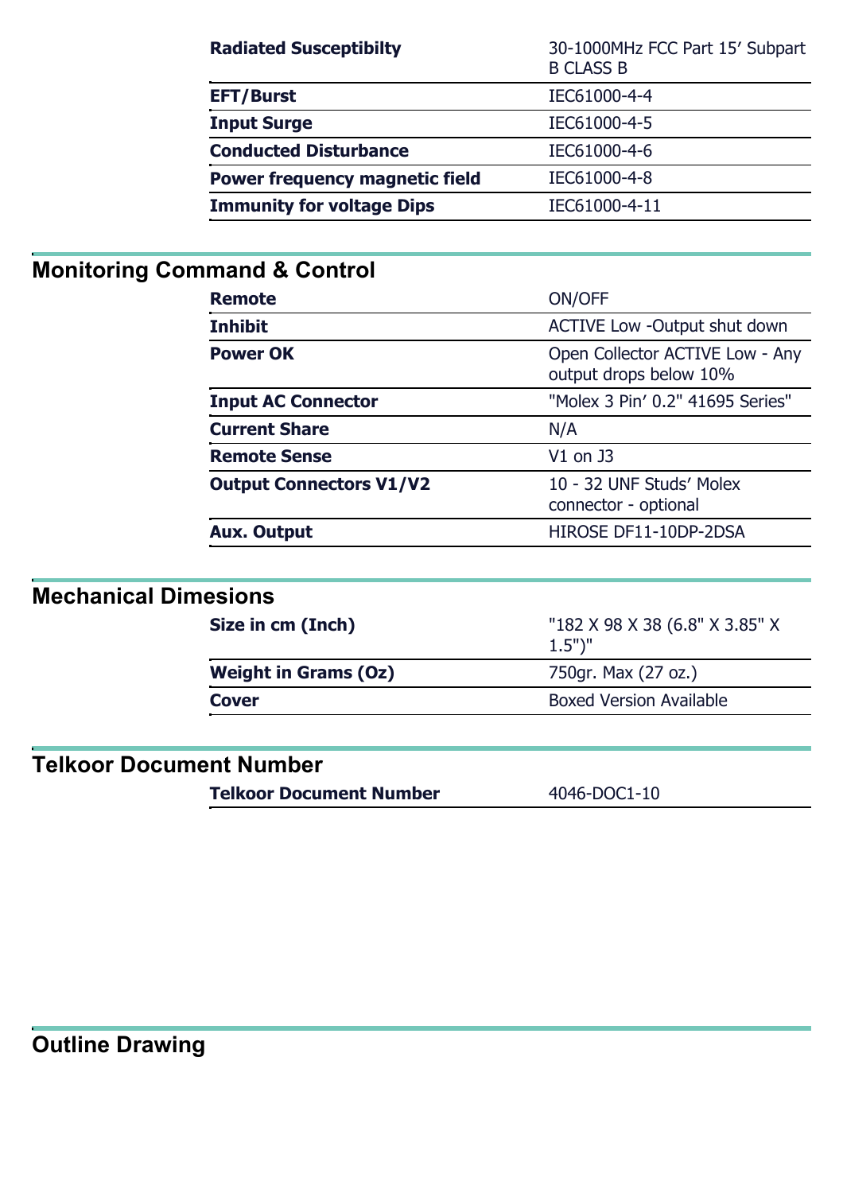| | |
|---|---|
| **Radiated Susceptibilty** | 30-1000MHz FCC Part 15' Subpart B CLASS B |
| **EFT/Burst** | IEC61000-4-4 |
| **Input Surge** | IEC61000-4-5 |
| **Conducted Disturbance** | IEC61000-4-6 |
| **Power frequency magnetic field** | IEC61000-4-8 |
| **Immunity for voltage Dips** | IEC61000-4-11 |

## Monitoring Command & Control

| | |
|---|---|
| **Remote** | ON/OFF |
| **Inhibit** | ACTIVE Low -Output shut down |
| **Power OK** | Open Collector ACTIVE Low - Any output drops below 10% |
| **Input AC Connector** | "Molex 3 Pin' 0.2" 41695 Series" |
| **Current Share** | N/A |
| **Remote Sense** | V1 on J3 |
| **Output Connectors V1/V2** | 10 - 32 UNF Studs' Molex connector - optional |
| **Aux. Output** | HIROSE DF11-10DP-2DSA |

## Mechanical Dimesions

| | |
|---|---|
| **Size in cm (Inch)** | "182 X 98 X 38 (6.8" X 3.85" X 1.5")" |
| **Weight in Grams (Oz)** | 750gr. Max (27 oz.) |
| **Cover** | Boxed Version Available |

## Telkoor Document Number

| | |
|---|---|
| **Telkoor Document Number** | 4046-DOC1-10 |

## Outline Drawing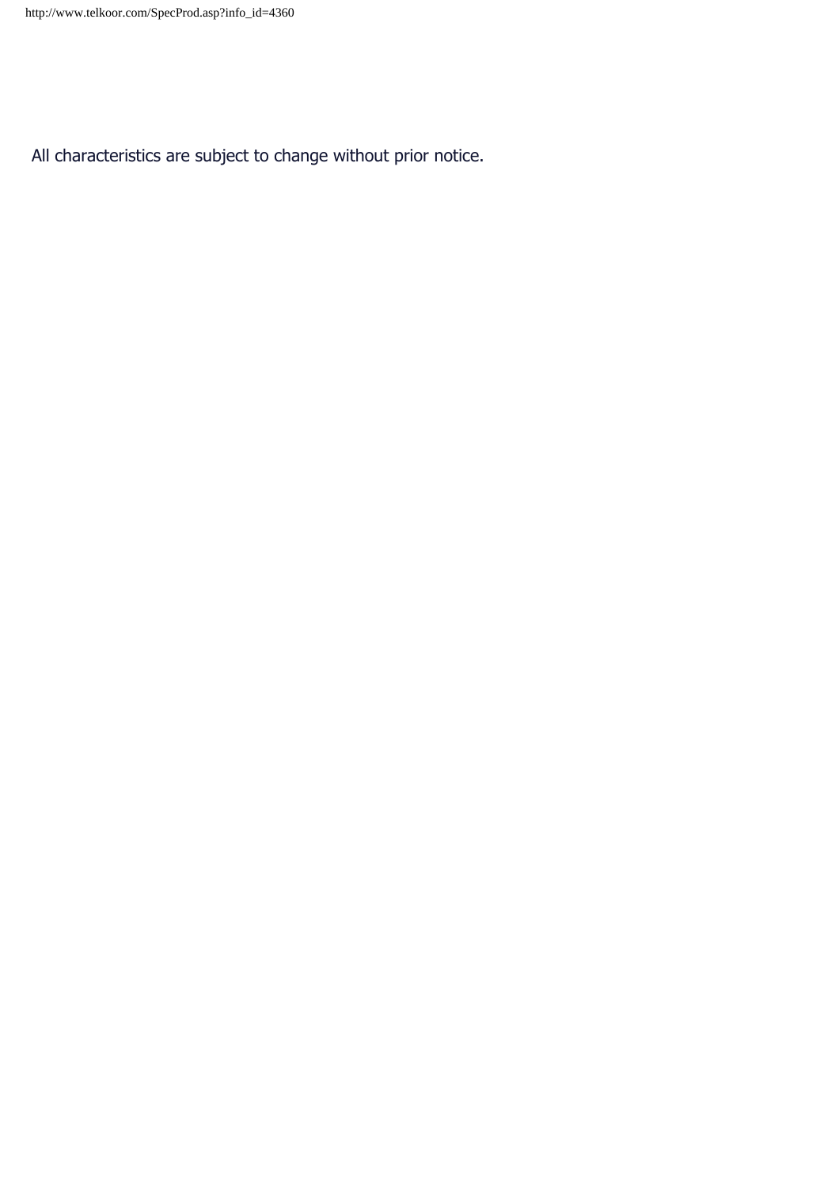All characteristics are subject to change without prior notice.